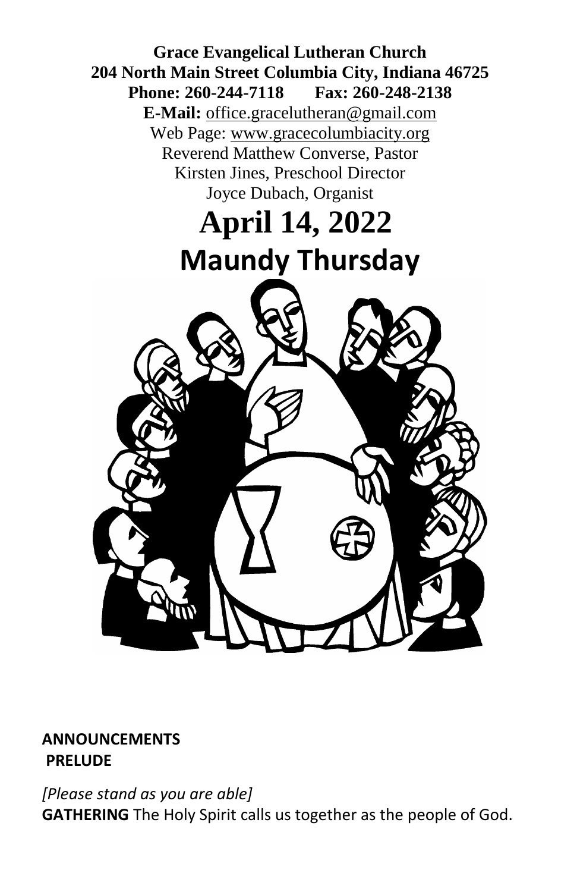**Grace Evangelical Lutheran Church**
**204 North Main Street Columbia City, Indiana 46725**
**Phone: 260-244-7118 Fax: 260-248-2138**
**E-Mail:** office.gracelutheran@gmail.com
Web Page: www.gracecolumbiacity.org
Reverend Matthew Converse, Pastor
Kirsten Jines, Preschool Director
Joyce Dubach, Organist

# April 14, 2022

# Maundy Thursday

**ANNOUNCEMENTS**
**PRELUDE**

*[Please stand as you are able]*
**GATHERING** The Holy Spirit calls us together as the people of God.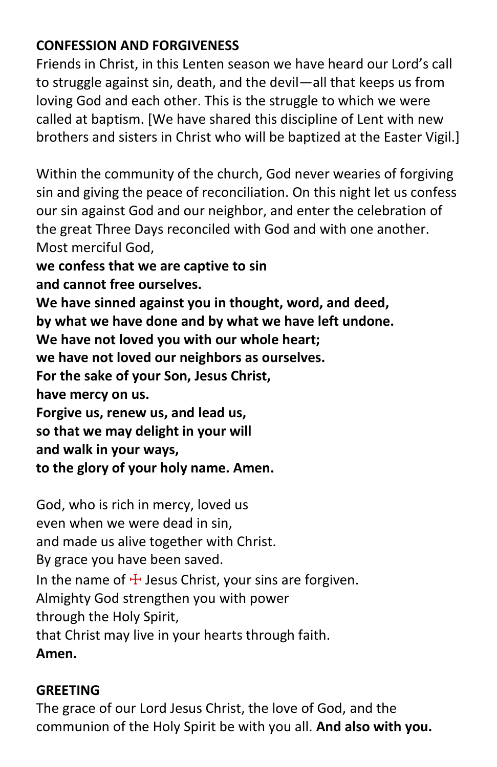## CONFESSION AND FORGIVENESS

Friends in Christ, in this Lenten season we have heard our Lord's call to struggle against sin, death, and the devil—all that keeps us from loving God and each other. This is the struggle to which we were called at baptism. [We have shared this discipline of Lent with new brothers and sisters in Christ who will be baptized at the Easter Vigil.]

Within the community of the church, God never wearies of forgiving sin and giving the peace of reconciliation. On this night let us confess our sin against God and our neighbor, and enter the celebration of the great Three Days reconciled with God and with one another.
Most merciful God,
**we confess that we are captive to sin**
**and cannot free ourselves.**
**We have sinned against you in thought, word, and deed,**
**by what we have done and by what we have left undone.**
**We have not loved you with our whole heart;**
**we have not loved our neighbors as ourselves.**
**For the sake of your Son, Jesus Christ,**
**have mercy on us.**
**Forgive us, renew us, and lead us,**
**so that we may delight in your will**
**and walk in your ways,**
**to the glory of your holy name. Amen.**

God, who is rich in mercy, loved us
even when we were dead in sin,
and made us alive together with Christ.
By grace you have been saved.
In the name of ☩ Jesus Christ, your sins are forgiven.
Almighty God strengthen you with power
through the Holy Spirit,
that Christ may live in your hearts through faith.
**Amen.**

## GREETING

The grace of our Lord Jesus Christ, the love of God, and the communion of the Holy Spirit be with you all. **And also with you.**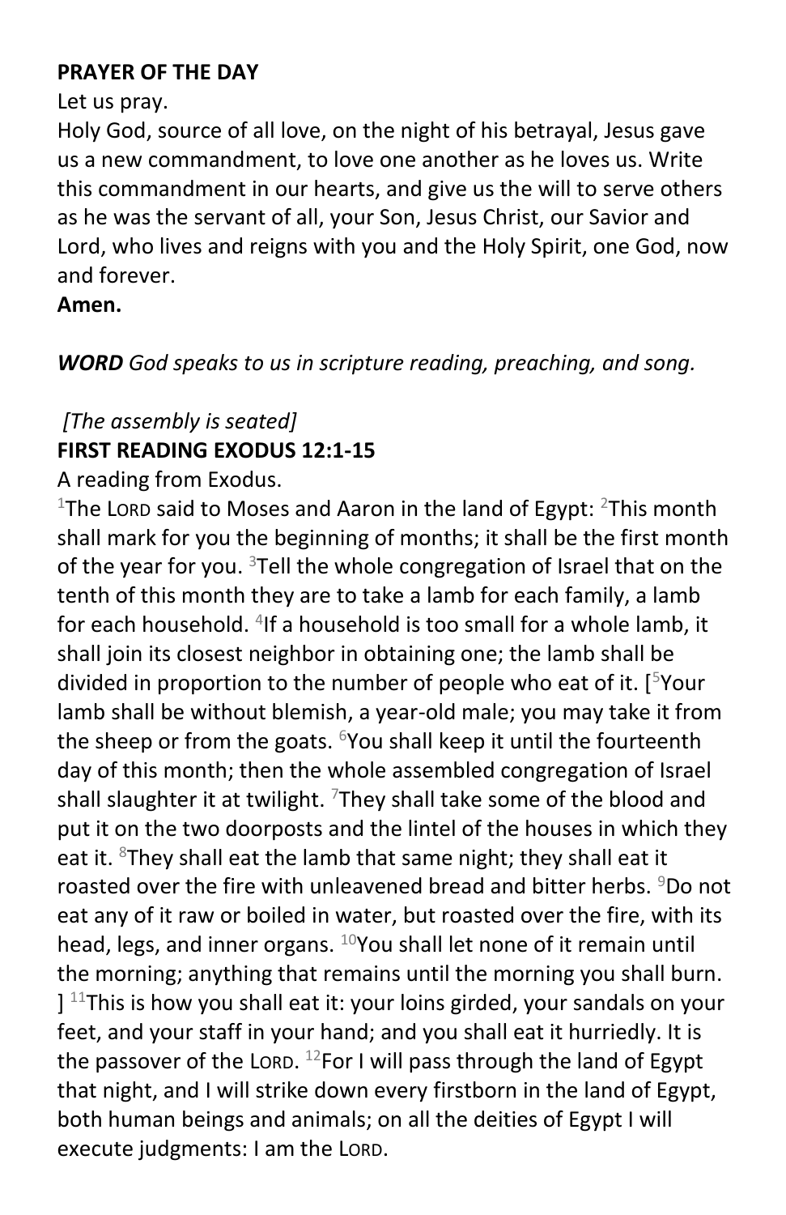**PRAYER OF THE DAY**

Let us pray.

Holy God, source of all love, on the night of his betrayal, Jesus gave us a new commandment, to love one another as he loves us. Write this commandment in our hearts, and give us the will to serve others as he was the servant of all, your Son, Jesus Christ, our Savior and Lord, who lives and reigns with you and the Holy Spirit, one God, now and forever.

**Amen.**

***WORD*** *God speaks to us in scripture reading, preaching, and song.*

*[The assembly is seated]*

**FIRST READING EXODUS 12:1-15**

A reading from Exodus.

1The LORD said to Moses and Aaron in the land of Egypt: 2This month shall mark for you the beginning of months; it shall be the first month of the year for you. 3Tell the whole congregation of Israel that on the tenth of this month they are to take a lamb for each family, a lamb for each household. 4If a household is too small for a whole lamb, it shall join its closest neighbor in obtaining one; the lamb shall be divided in proportion to the number of people who eat of it. [5Your lamb shall be without blemish, a year-old male; you may take it from the sheep or from the goats. 6You shall keep it until the fourteenth day of this month; then the whole assembled congregation of Israel shall slaughter it at twilight. 7They shall take some of the blood and put it on the two doorposts and the lintel of the houses in which they eat it. 8They shall eat the lamb that same night; they shall eat it roasted over the fire with unleavened bread and bitter herbs. 9Do not eat any of it raw or boiled in water, but roasted over the fire, with its head, legs, and inner organs. 10You shall let none of it remain until the morning; anything that remains until the morning you shall burn. ] 11This is how you shall eat it: your loins girded, your sandals on your feet, and your staff in your hand; and you shall eat it hurriedly. It is the passover of the LORD. 12For I will pass through the land of Egypt that night, and I will strike down every firstborn in the land of Egypt, both human beings and animals; on all the deities of Egypt I will execute judgments: I am the LORD.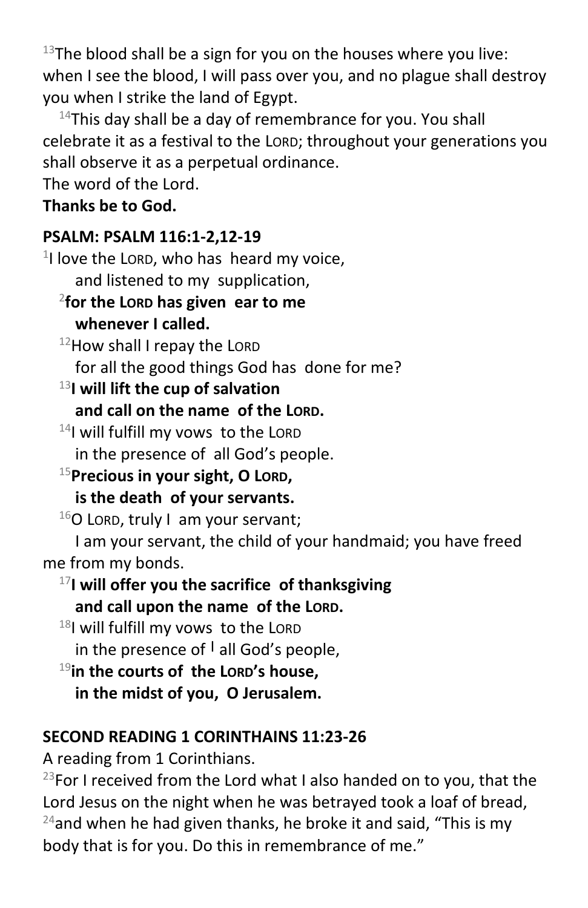[13]The blood shall be a sign for you on the houses where you live: when I see the blood, I will pass over you, and no plague shall destroy you when I strike the land of Egypt.

[14]This day shall be a day of remembrance for you. You shall celebrate it as a festival to the LORD; throughout your generations you shall observe it as a perpetual ordinance.

The word of the Lord.

**Thanks be to God.**

**PSALM: PSALM 116:1-2,12-19**

[1]I love the LORD, who has heard my voice,
and listened to my supplication,

**[2]for the LORD has given ear to me**
**whenever I called.**

[12]How shall I repay the LORD
for all the good things God has done for me?

**[13]I will lift the cup of salvation**
**and call on the name of the LORD.**

[14]I will fulfill my vows to the LORD
in the presence of all God's people.

**[15]Precious in your sight, O LORD,**
**is the death of your servants.**

[16]O LORD, truly I am your servant;
I am your servant, the child of your handmaid; you have freed me from my bonds.

**[17]I will offer you the sacrifice of thanksgiving**
**and call upon the name of the LORD.**

[18]I will fulfill my vows to the LORD
in the presence of | all God's people,

**[19]in the courts of the LORD's house,**
**in the midst of you, O Jerusalem.**

**SECOND READING 1 CORINTHAINS 11:23-26**

A reading from 1 Corinthians.

[23]For I received from the Lord what I also handed on to you, that the Lord Jesus on the night when he was betrayed took a loaf of bread, [24]and when he had given thanks, he broke it and said, "This is my body that is for you. Do this in remembrance of me."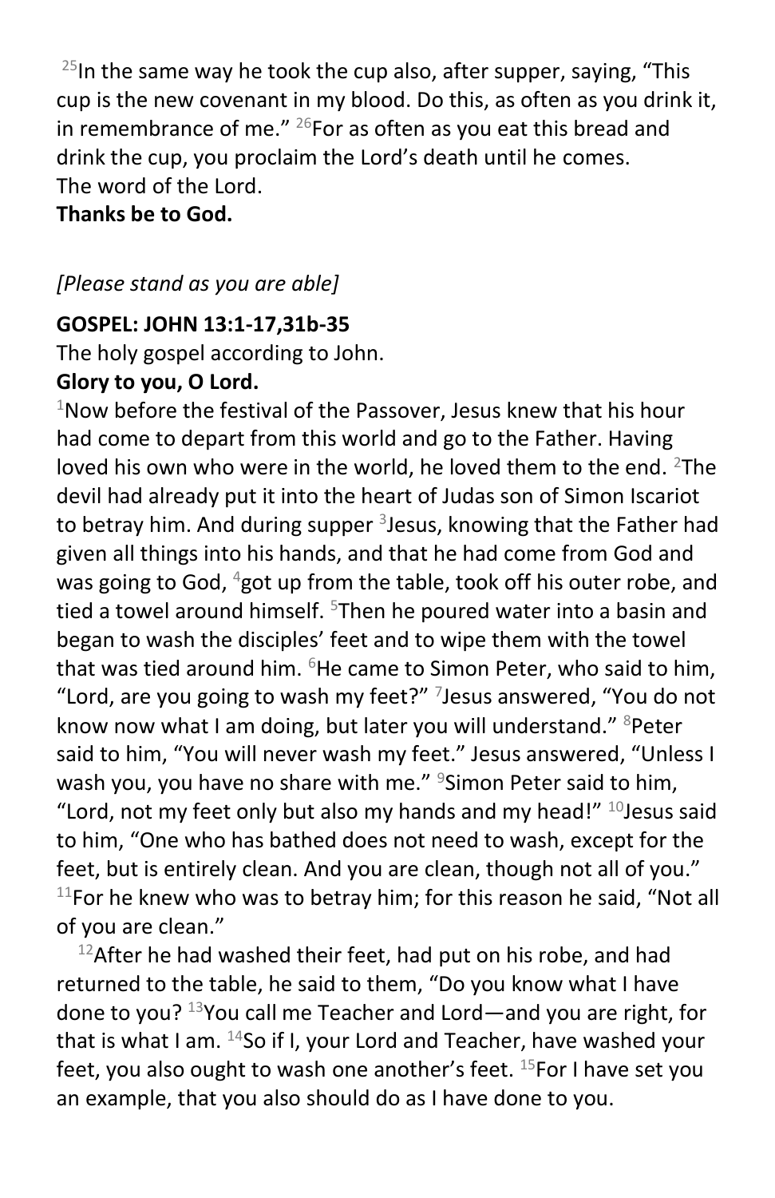[25]In the same way he took the cup also, after supper, saying, “This cup is the new covenant in my blood. Do this, as often as you drink it, in remembrance of me.” [26]For as often as you eat this bread and drink the cup, you proclaim the Lord’s death until he comes.
The word of the Lord.
**Thanks be to God.**

*[Please stand as you are able]*

**GOSPEL: JOHN 13:1-17,31b-35**
The holy gospel according to John.
**Glory to you, O Lord.**
[1]Now before the festival of the Passover, Jesus knew that his hour had come to depart from this world and go to the Father. Having loved his own who were in the world, he loved them to the end. [2]The devil had already put it into the heart of Judas son of Simon Iscariot to betray him. And during supper [3]Jesus, knowing that the Father had given all things into his hands, and that he had come from God and was going to God, [4]got up from the table, took off his outer robe, and tied a towel around himself. [5]Then he poured water into a basin and began to wash the disciples’ feet and to wipe them with the towel that was tied around him. [6]He came to Simon Peter, who said to him, “Lord, are you going to wash my feet?” [7]Jesus answered, “You do not know now what I am doing, but later you will understand.” [8]Peter said to him, “You will never wash my feet.” Jesus answered, “Unless I wash you, you have no share with me.” [9]Simon Peter said to him, “Lord, not my feet only but also my hands and my head!” [10]Jesus said to him, “One who has bathed does not need to wash, except for the feet, but is entirely clean. And you are clean, though not all of you.” [11]For he knew who was to betray him; for this reason he said, “Not all of you are clean.”

[12]After he had washed their feet, had put on his robe, and had returned to the table, he said to them, “Do you know what I have done to you? [13]You call me Teacher and Lord—and you are right, for that is what I am. [14]So if I, your Lord and Teacher, have washed your feet, you also ought to wash one another’s feet. [15]For I have set you an example, that you also should do as I have done to you.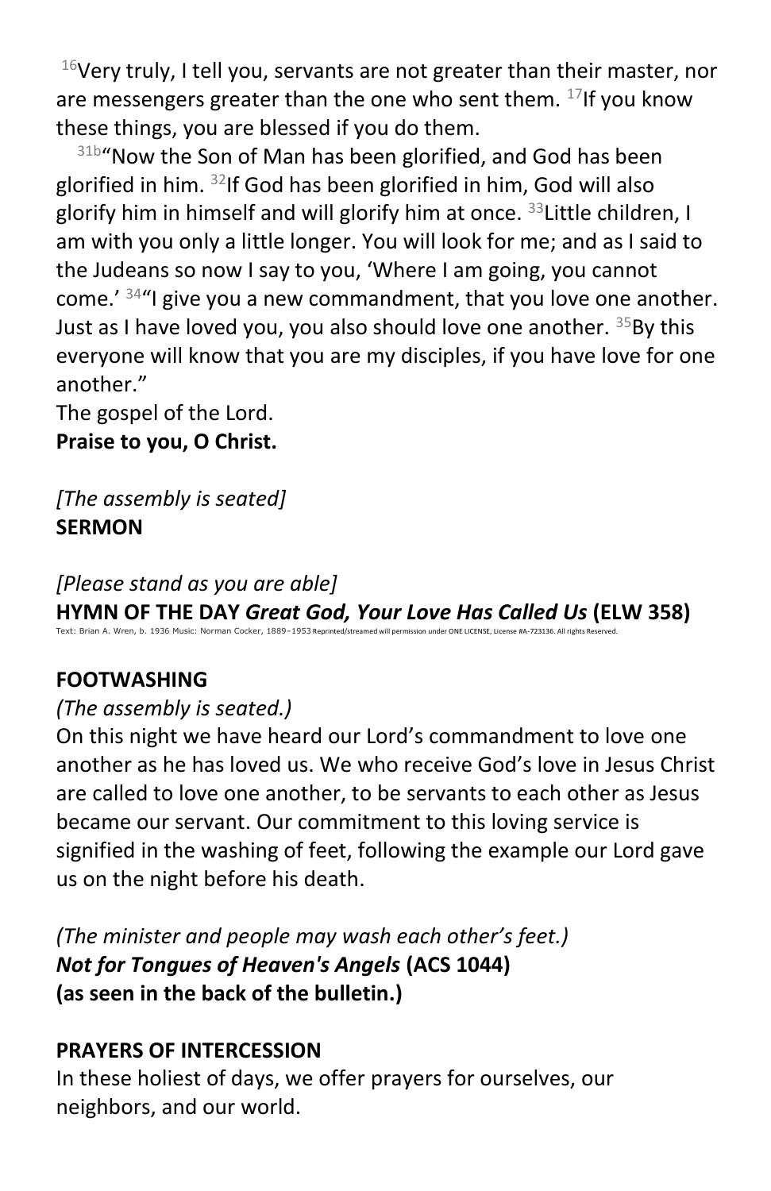[16]Very truly, I tell you, servants are not greater than their master, nor are messengers greater than the one who sent them. [17]If you know these things, you are blessed if you do them.

[31b]"Now the Son of Man has been glorified, and God has been glorified in him. [32]If God has been glorified in him, God will also glorify him in himself and will glorify him at once. [33]Little children, I am with you only a little longer. You will look for me; and as I said to the Judeans so now I say to you, 'Where I am going, you cannot come.' [34]"I give you a new commandment, that you love one another. Just as I have loved you, you also should love one another. [35]By this everyone will know that you are my disciples, if you have love for one another."

The gospel of the Lord.
**Praise to you, O Christ.**

*[The assembly is seated]*
**SERMON**

*[Please stand as you are able]*
**HYMN OF THE DAY *Great God, Your Love Has Called Us* (ELW 358)**
Text: Brian A. Wren, b. 1936 Music: Norman Cocker, 1889–1953 Reprinted/streamed will permission under ONE LICENSE, License #A-723136. All rights Reserved.

**FOOTWASHING**
*(The assembly is seated.)*
On this night we have heard our Lord's commandment to love one another as he has loved us. We who receive God's love in Jesus Christ are called to love one another, to be servants to each other as Jesus became our servant. Our commitment to this loving service is signified in the washing of feet, following the example our Lord gave us on the night before his death.

*(The minister and people may wash each other's feet.)*
***Not for Tongues of Heaven's Angels* (ACS 1044)**
**(as seen in the back of the bulletin.)**

**PRAYERS OF INTERCESSION**
In these holiest of days, we offer prayers for ourselves, our neighbors, and our world.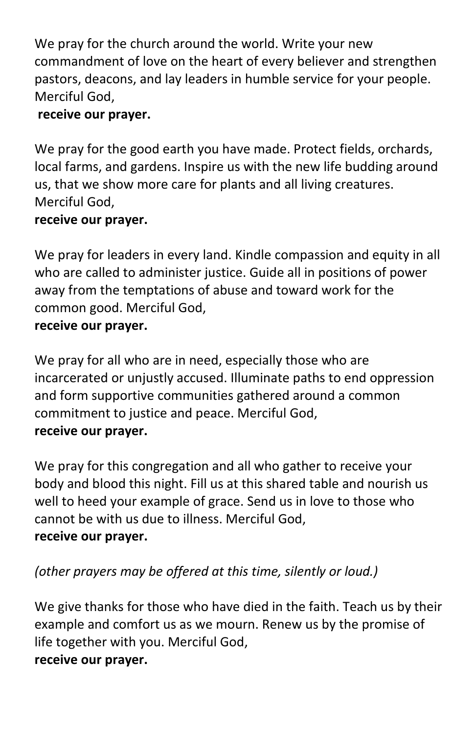We pray for the church around the world. Write your new commandment of love on the heart of every believer and strengthen pastors, deacons, and lay leaders in humble service for your people. Merciful God,
**receive our prayer.**

We pray for the good earth you have made. Protect fields, orchards, local farms, and gardens. Inspire us with the new life budding around us, that we show more care for plants and all living creatures. Merciful God,
**receive our prayer.**

We pray for leaders in every land. Kindle compassion and equity in all who are called to administer justice. Guide all in positions of power away from the temptations of abuse and toward work for the common good. Merciful God,
**receive our prayer.**

We pray for all who are in need, especially those who are incarcerated or unjustly accused. Illuminate paths to end oppression and form supportive communities gathered around a common commitment to justice and peace. Merciful God,
**receive our prayer.**

We pray for this congregation and all who gather to receive your body and blood this night. Fill us at this shared table and nourish us well to heed your example of grace. Send us in love to those who cannot be with us due to illness. Merciful God,
**receive our prayer.**

*(other prayers may be offered at this time, silently or loud.)*

We give thanks for those who have died in the faith. Teach us by their example and comfort us as we mourn. Renew us by the promise of life together with you. Merciful God,
**receive our prayer.**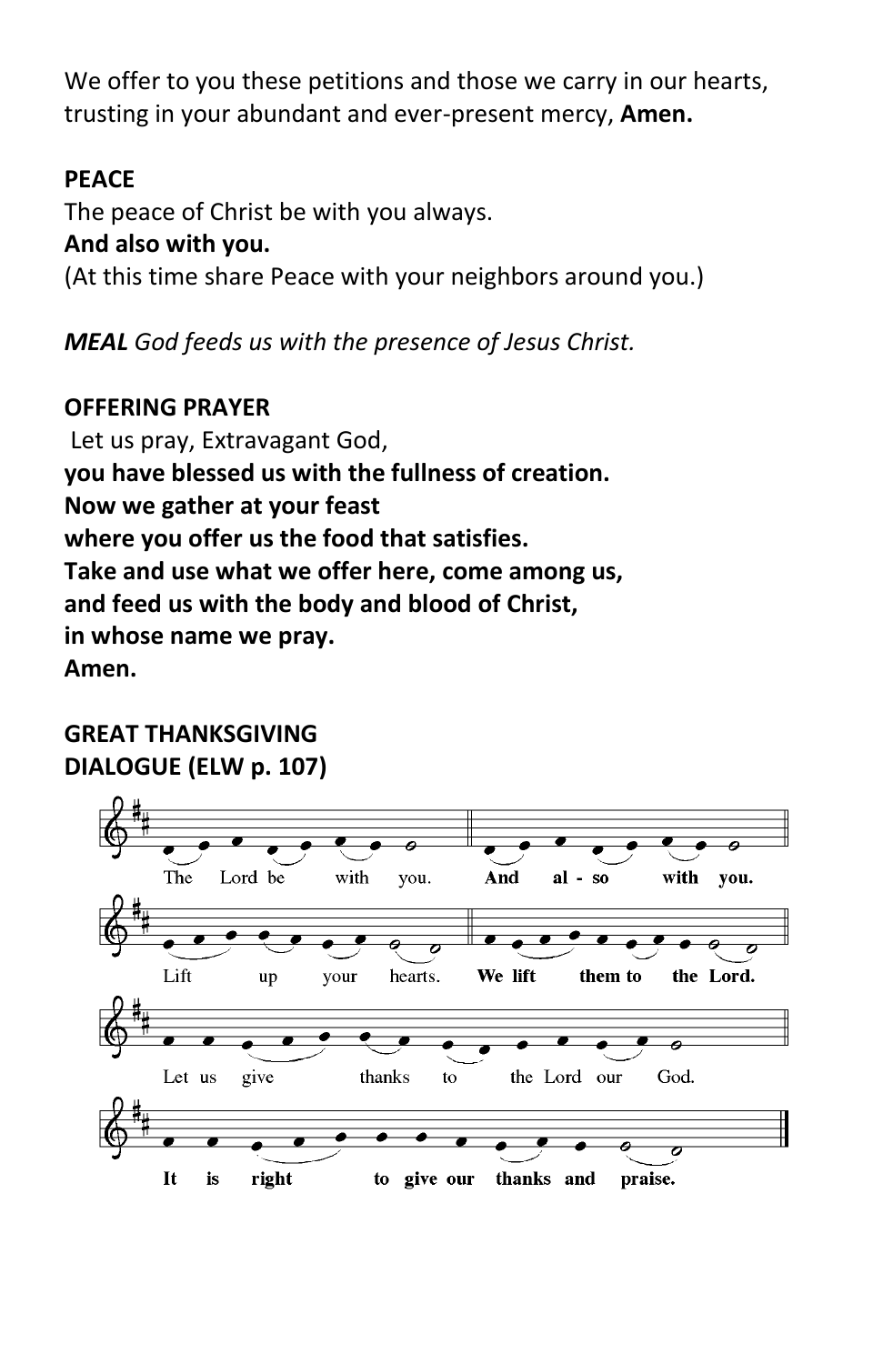We offer to you these petitions and those we carry in our hearts, trusting in your abundant and ever-present mercy, **Amen.**

**PEACE**

The peace of Christ be with you always.

**And also with you.**

(At this time share Peace with your neighbors around you.)

***MEAL*** *God feeds us with the presence of Jesus Christ.*

**OFFERING PRAYER**

Let us pray, Extravagant God,

**you have blessed us with the fullness of creation.**
**Now we gather at your feast**
**where you offer us the food that satisfies.**
**Take and use what we offer here, come among us,**
**and feed us with the body and blood of Christ,**
**in whose name we pray.**
**Amen.**

**GREAT THANKSGIVING**
**DIALOGUE (ELW p. 107)**

The Lord be with you. **And also with you.**

Lift up your hearts. **We lift them to the Lord.**

Let us give thanks to the Lord our God.

**It is right to give our thanks and praise.**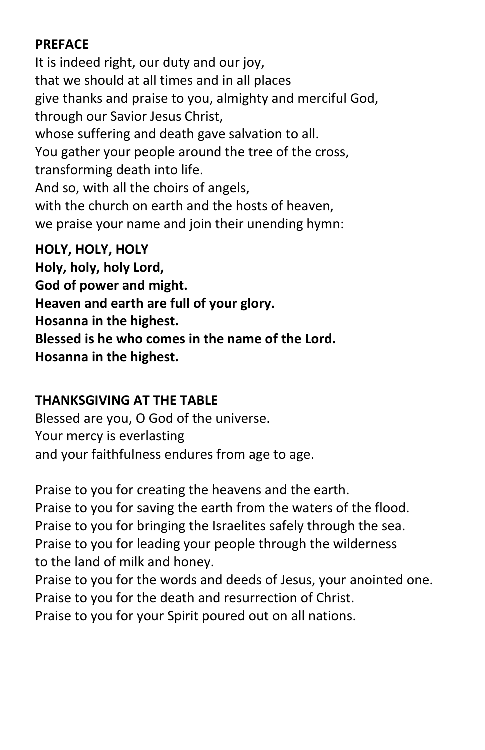**PREFACE**

It is indeed right, our duty and our joy,
that we should at all times and in all places
give thanks and praise to you, almighty and merciful God,
through our Savior Jesus Christ,
whose suffering and death gave salvation to all.
You gather your people around the tree of the cross,
transforming death into life.
And so, with all the choirs of angels,
with the church on earth and the hosts of heaven,
we praise your name and join their unending hymn:

**HOLY, HOLY, HOLY**

**Holy, holy, holy Lord,**
**God of power and might.**
**Heaven and earth are full of your glory.**
**Hosanna in the highest.**
**Blessed is he who comes in the name of the Lord.**
**Hosanna in the highest.**

**THANKSGIVING AT THE TABLE**

Blessed are you, O God of the universe.
Your mercy is everlasting
and your faithfulness endures from age to age.

Praise to you for creating the heavens and the earth.
Praise to you for saving the earth from the waters of the flood.
Praise to you for bringing the Israelites safely through the sea.
Praise to you for leading your people through the wilderness
to the land of milk and honey.
Praise to you for the words and deeds of Jesus, your anointed one.
Praise to you for the death and resurrection of Christ.
Praise to you for your Spirit poured out on all nations.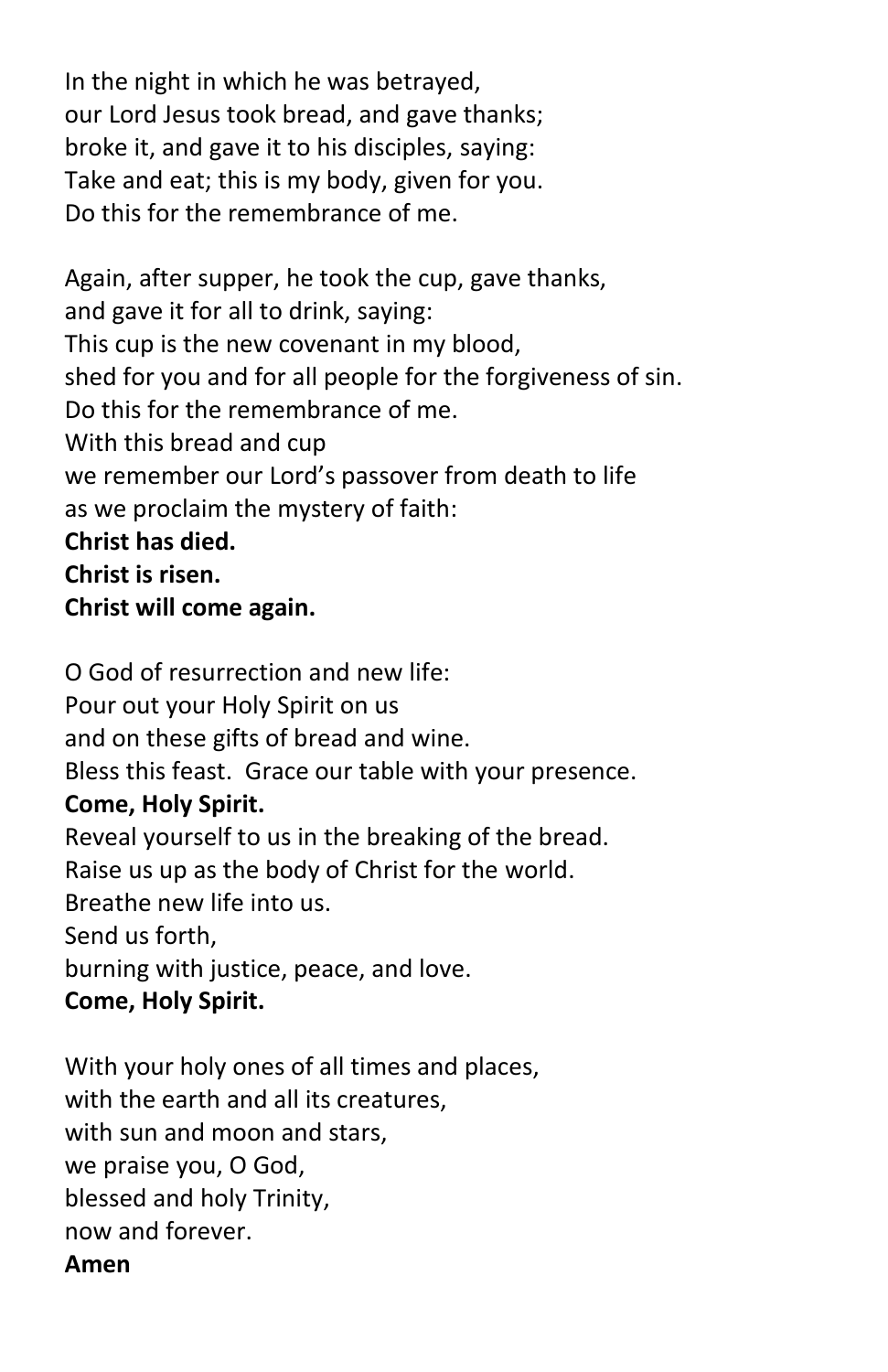In the night in which he was betrayed,
our Lord Jesus took bread, and gave thanks;
broke it, and gave it to his disciples, saying:
Take and eat; this is my body, given for you.
Do this for the remembrance of me.

Again, after supper, he took the cup, gave thanks,
and gave it for all to drink, saying:
This cup is the new covenant in my blood,
shed for you and for all people for the forgiveness of sin.
Do this for the remembrance of me.
With this bread and cup
we remember our Lord's passover from death to life
as we proclaim the mystery of faith:
**Christ has died.**
**Christ is risen.**
**Christ will come again.**

O God of resurrection and new life:
Pour out your Holy Spirit on us
and on these gifts of bread and wine.
Bless this feast. Grace our table with your presence.
**Come, Holy Spirit.**
Reveal yourself to us in the breaking of the bread.
Raise us up as the body of Christ for the world.
Breathe new life into us.
Send us forth,
burning with justice, peace, and love.
**Come, Holy Spirit.**

With your holy ones of all times and places,
with the earth and all its creatures,
with sun and moon and stars,
we praise you, O God,
blessed and holy Trinity,
now and forever.
**Amen**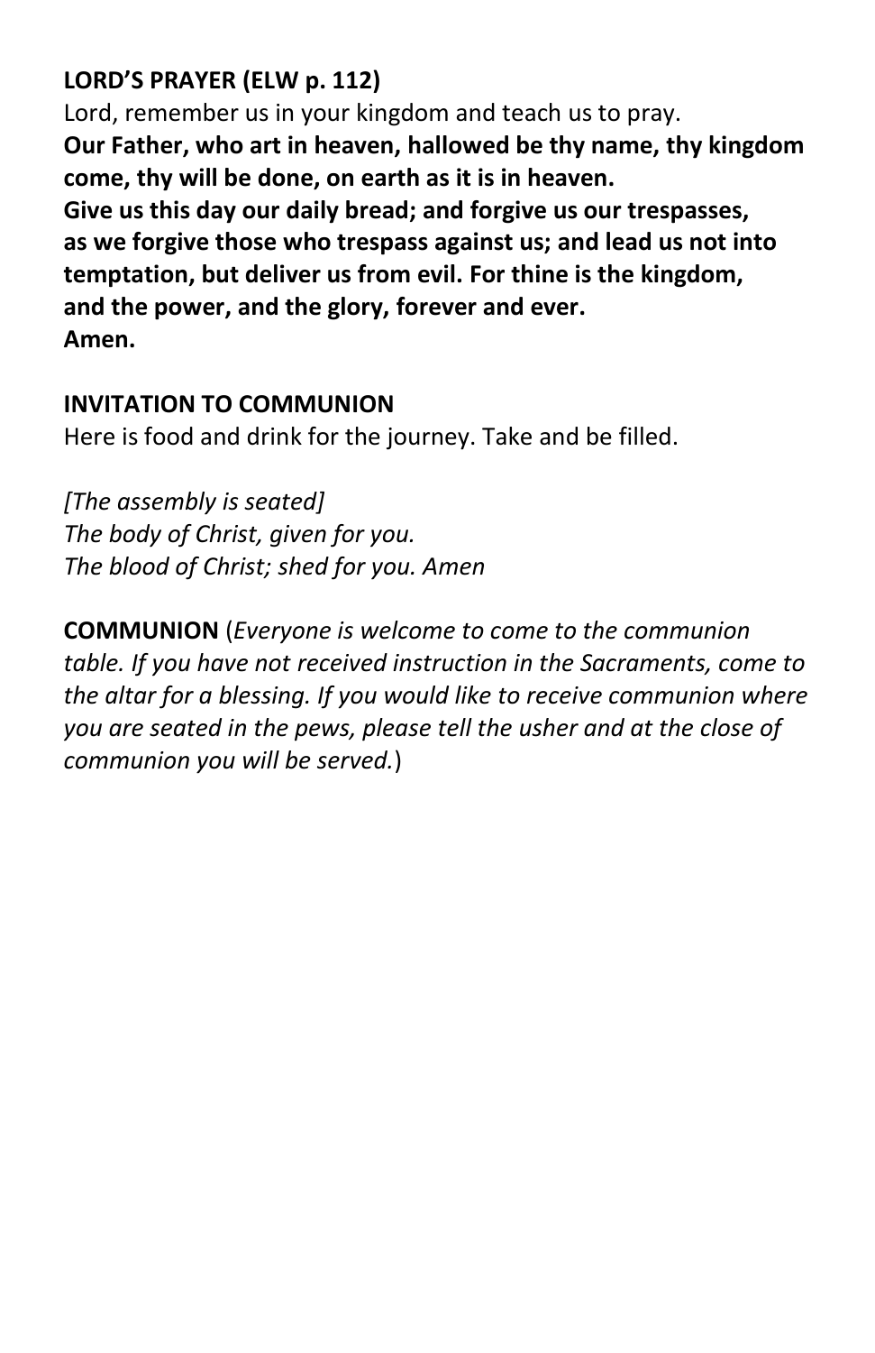**LORD'S PRAYER (ELW p. 112)**

Lord, remember us in your kingdom and teach us to pray.

**Our Father, who art in heaven, hallowed be thy name, thy kingdom come, thy will be done, on earth as it is in heaven.**
**Give us this day our daily bread; and forgive us our trespasses, as we forgive those who trespass against us; and lead us not into temptation, but deliver us from evil. For thine is the kingdom, and the power, and the glory, forever and ever.**
**Amen.**

**INVITATION TO COMMUNION**

Here is food and drink for the journey. Take and be filled.

*[The assembly is seated]*
*The body of Christ, given for you.*
*The blood of Christ; shed for you. Amen*

**COMMUNION** (*Everyone is welcome to come to the communion table. If you have not received instruction in the Sacraments, come to the altar for a blessing. If you would like to receive communion where you are seated in the pews, please tell the usher and at the close of communion you will be served.*)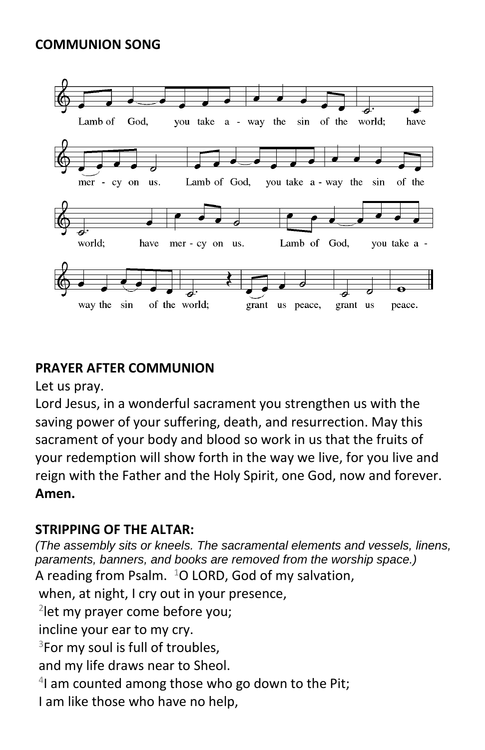**COMMUNION SONG**

Lamb of God, you take a - way the sin of the world; have mer - cy on us. Lamb of God, you take a - way the sin of the world; have mer - cy on us. Lamb of God, you take a - way the sin of the world; grant us peace, grant us peace.

**PRAYER AFTER COMMUNION**

Let us pray.

Lord Jesus, in a wonderful sacrament you strengthen us with the saving power of your suffering, death, and resurrection. May this sacrament of your body and blood so work in us that the fruits of your redemption will show forth in the way we live, for you live and reign with the Father and the Holy Spirit, one God, now and forever. **Amen.**

**STRIPPING OF THE ALTAR:**

*(The assembly sits or kneels. The sacramental elements and vessels, linens, paraments, banners, and books are removed from the worship space.)*

A reading from Psalm. [1]O LORD, God of my salvation,
when, at night, I cry out in your presence,
[2]let my prayer come before you;
incline your ear to my cry.
[3]For my soul is full of troubles,
and my life draws near to Sheol.
[4]I am counted among those who go down to the Pit;
I am like those who have no help,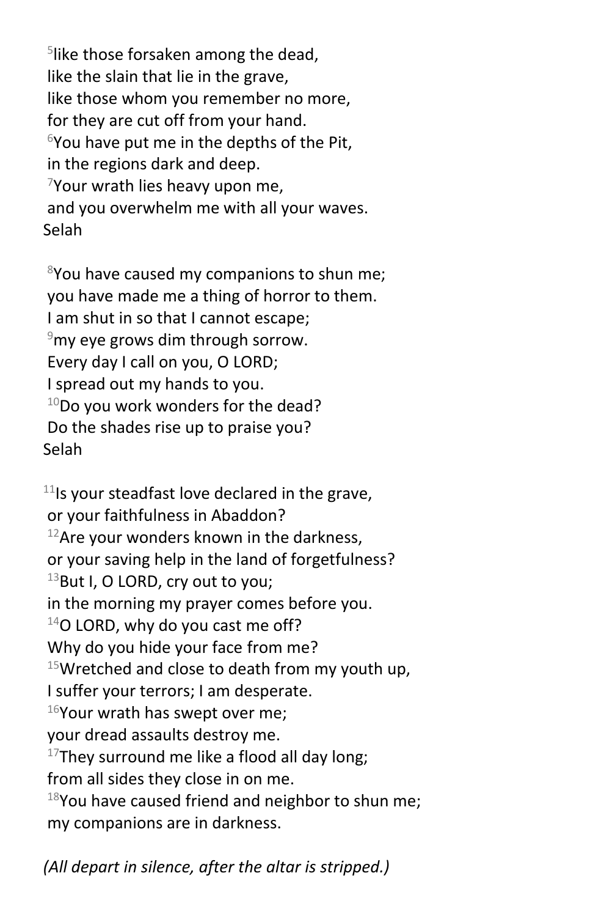[5]like those forsaken among the dead,
like the slain that lie in the grave,
like those whom you remember no more,
for they are cut off from your hand.
[6]You have put me in the depths of the Pit,
in the regions dark and deep.
[7]Your wrath lies heavy upon me,
and you overwhelm me with all your waves.
Selah

[8]You have caused my companions to shun me;
you have made me a thing of horror to them.
I am shut in so that I cannot escape;
[9]my eye grows dim through sorrow.
Every day I call on you, O LORD;
I spread out my hands to you.
[10]Do you work wonders for the dead?
Do the shades rise up to praise you?
Selah

[11]Is your steadfast love declared in the grave,
or your faithfulness in Abaddon?
[12]Are your wonders known in the darkness,
or your saving help in the land of forgetfulness?
[13]But I, O LORD, cry out to you;
in the morning my prayer comes before you.
[14]O LORD, why do you cast me off?
Why do you hide your face from me?
[15]Wretched and close to death from my youth up,
I suffer your terrors; I am desperate.
[16]Your wrath has swept over me;
your dread assaults destroy me.
[17]They surround me like a flood all day long;
from all sides they close in on me.
[18]You have caused friend and neighbor to shun me;
my companions are in darkness.

*(All depart in silence, after the altar is stripped.)*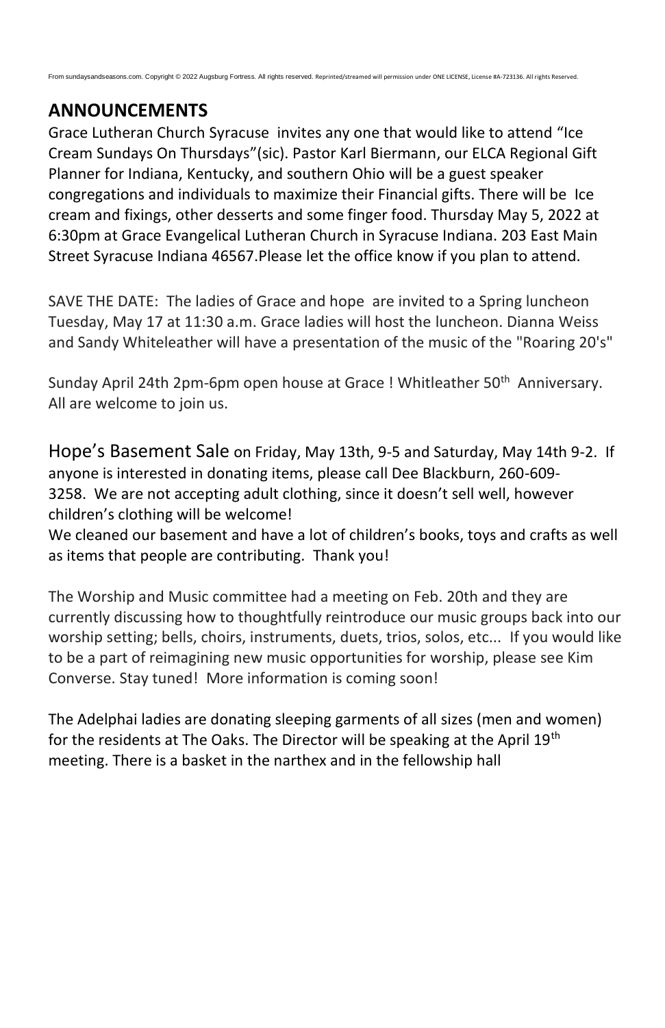From sundaysandseasons.com. Copyright © 2022 Augsburg Fortress. All rights reserved. Reprinted/streamed will permission under ONE LICENSE, License #A-723136. All rights Reserved.

## ANNOUNCEMENTS

Grace Lutheran Church Syracuse invites any one that would like to attend "Ice Cream Sundays On Thursdays"(sic). Pastor Karl Biermann, our ELCA Regional Gift Planner for Indiana, Kentucky, and southern Ohio will be a guest speaker congregations and individuals to maximize their Financial gifts. There will be Ice cream and fixings, other desserts and some finger food. Thursday May 5, 2022 at 6:30pm at Grace Evangelical Lutheran Church in Syracuse Indiana. 203 East Main Street Syracuse Indiana 46567.Please let the office know if you plan to attend.

SAVE THE DATE: The ladies of Grace and hope are invited to a Spring luncheon Tuesday, May 17 at 11:30 a.m. Grace ladies will host the luncheon. Dianna Weiss and Sandy Whiteleather will have a presentation of the music of the "Roaring 20's"

Sunday April 24th 2pm-6pm open house at Grace ! Whitleather 50th Anniversary. All are welcome to join us.

Hope's Basement Sale on Friday, May 13th, 9-5 and Saturday, May 14th 9-2. If anyone is interested in donating items, please call Dee Blackburn, 260-609-3258. We are not accepting adult clothing, since it doesn't sell well, however children's clothing will be welcome!
We cleaned our basement and have a lot of children's books, toys and crafts as well as items that people are contributing. Thank you!

The Worship and Music committee had a meeting on Feb. 20th and they are currently discussing how to thoughtfully reintroduce our music groups back into our worship setting; bells, choirs, instruments, duets, trios, solos, etc... If you would like to be a part of reimagining new music opportunities for worship, please see Kim Converse. Stay tuned! More information is coming soon!

The Adelphai ladies are donating sleeping garments of all sizes (men and women) for the residents at The Oaks. The Director will be speaking at the April 19th meeting. There is a basket in the narthex and in the fellowship hall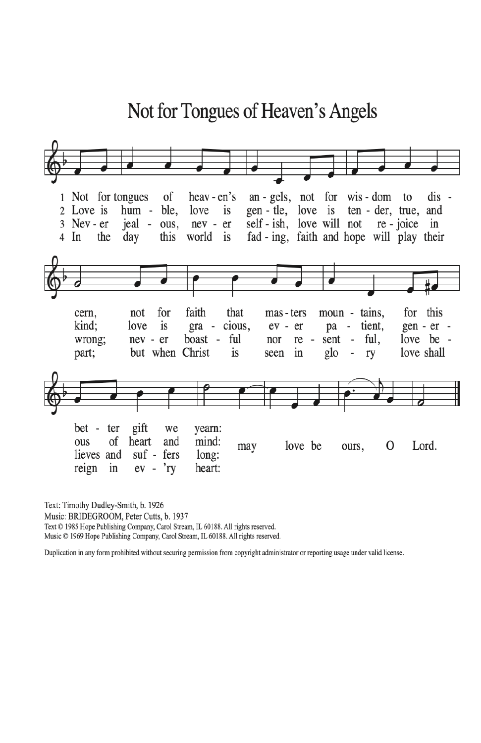# Not for Tongues of Heaven's Angels

1 Not for tongues of heav-en's an-gels, not for wis-dom to dis-cern, not for faith that mas-ters moun-tains, for this bet-ter gift we yearn:

2 Love is hum-ble, love is gen-tle, love is ten-der, true, and kind; love is gra-cious, ev-er pa-tient, gen-er-ous of heart and mind:

3 Nev-er jeal-ous, nev-er self-ish, love will not re-joice in wrong; nev-er boast-ful nor re-sent-ful, love be-lieves and suf-fers long:

4 In the day this world is fad-ing, faith and hope will play their part; but when Christ is seen in glo-ry love shall reign in ev-'ry heart:

may love be ours, O Lord.

Text: Timothy Dudley-Smith, b. 1926
Music: BRIDEGROOM, Peter Cutts, b. 1937
Text © 1985 Hope Publishing Company, Carol Stream, IL 60188. All rights reserved.
Music © 1969 Hope Publishing Company, Carol Stream, IL 60188. All rights reserved.

Duplication in any form prohibited without securing permission from copyright administrator or reporting usage under valid license.